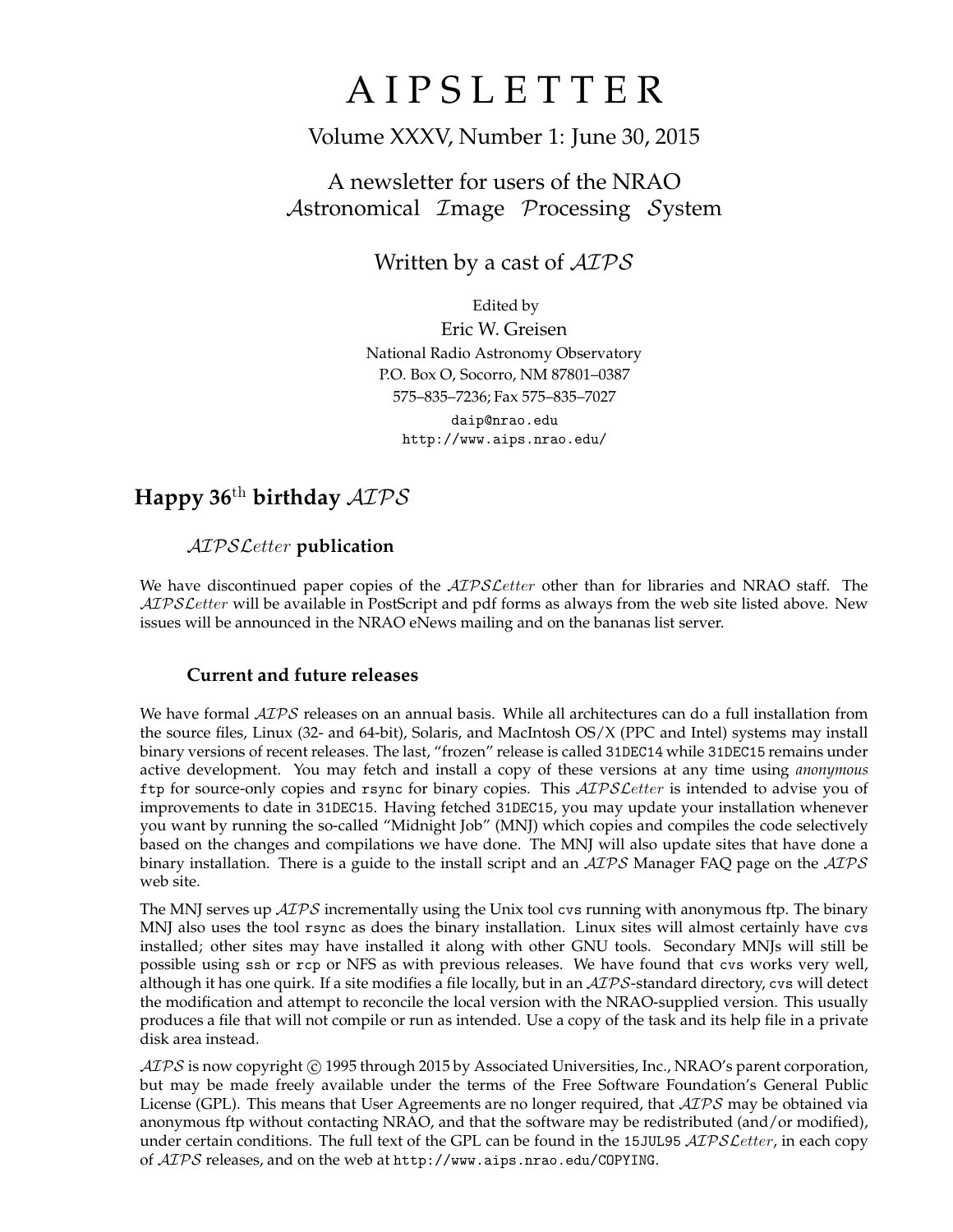# AIPSLETTER

Volume XXXV, Number 1: June 30, 2015

A newsletter for users of the NRAO
*Astronomical Image Processing System*

Written by a cast of *AIPS*

Edited by
Eric W. Greisen
National Radio Astronomy Observatory
P.O. Box O, Socorro, NM 87801–0387
575–835–7236; Fax 575–835–7027
daip@nrao.edu
http://www.aips.nrao.edu/

## Happy 36th birthday *AIPS*

### *AIPSLetter* publication

We have discontinued paper copies of the *AIPSLetter* other than for libraries and NRAO staff. The *AIPSLetter* will be available in PostScript and pdf forms as always from the web site listed above. New issues will be announced in the NRAO eNews mailing and on the bananas list server.

### Current and future releases

We have formal *AIPS* releases on an annual basis. While all architectures can do a full installation from the source files, Linux (32- and 64-bit), Solaris, and MacIntosh OS/X (PPC and Intel) systems may install binary versions of recent releases. The last, "frozen" release is called `31DEC14` while `31DEC15` remains under active development. You may fetch and install a copy of these versions at any time using *anonymous* `ftp` for source-only copies and `rsync` for binary copies. This *AIPSLetter* is intended to advise you of improvements to date in `31DEC15`. Having fetched `31DEC15`, you may update your installation whenever you want by running the so-called "Midnight Job" (MNJ) which copies and compiles the code selectively based on the changes and compilations we have done. The MNJ will also update sites that have done a binary installation. There is a guide to the install script and an *AIPS* Manager FAQ page on the *AIPS* web site.

The MNJ serves up *AIPS* incrementally using the Unix tool `cvs` running with anonymous ftp. The binary MNJ also uses the tool `rsync` as does the binary installation. Linux sites will almost certainly have `cvs` installed; other sites may have installed it along with other GNU tools. Secondary MNJs will still be possible using `ssh` or `rcp` or NFS as with previous releases. We have found that `cvs` works very well, although it has one quirk. If a site modifies a file locally, but in an *AIPS*-standard directory, `cvs` will detect the modification and attempt to reconcile the local version with the NRAO-supplied version. This usually produces a file that will not compile or run as intended. Use a copy of the task and its help file in a private disk area instead.

*AIPS* is now copyright © 1995 through 2015 by Associated Universities, Inc., NRAO's parent corporation, but may be made freely available under the terms of the Free Software Foundation's General Public License (GPL). This means that User Agreements are no longer required, that *AIPS* may be obtained via anonymous ftp without contacting NRAO, and that the software may be redistributed (and/or modified), under certain conditions. The full text of the GPL can be found in the `15JUL95` *AIPSLetter*, in each copy of *AIPS* releases, and on the web at `http://www.aips.nrao.edu/COPYING`.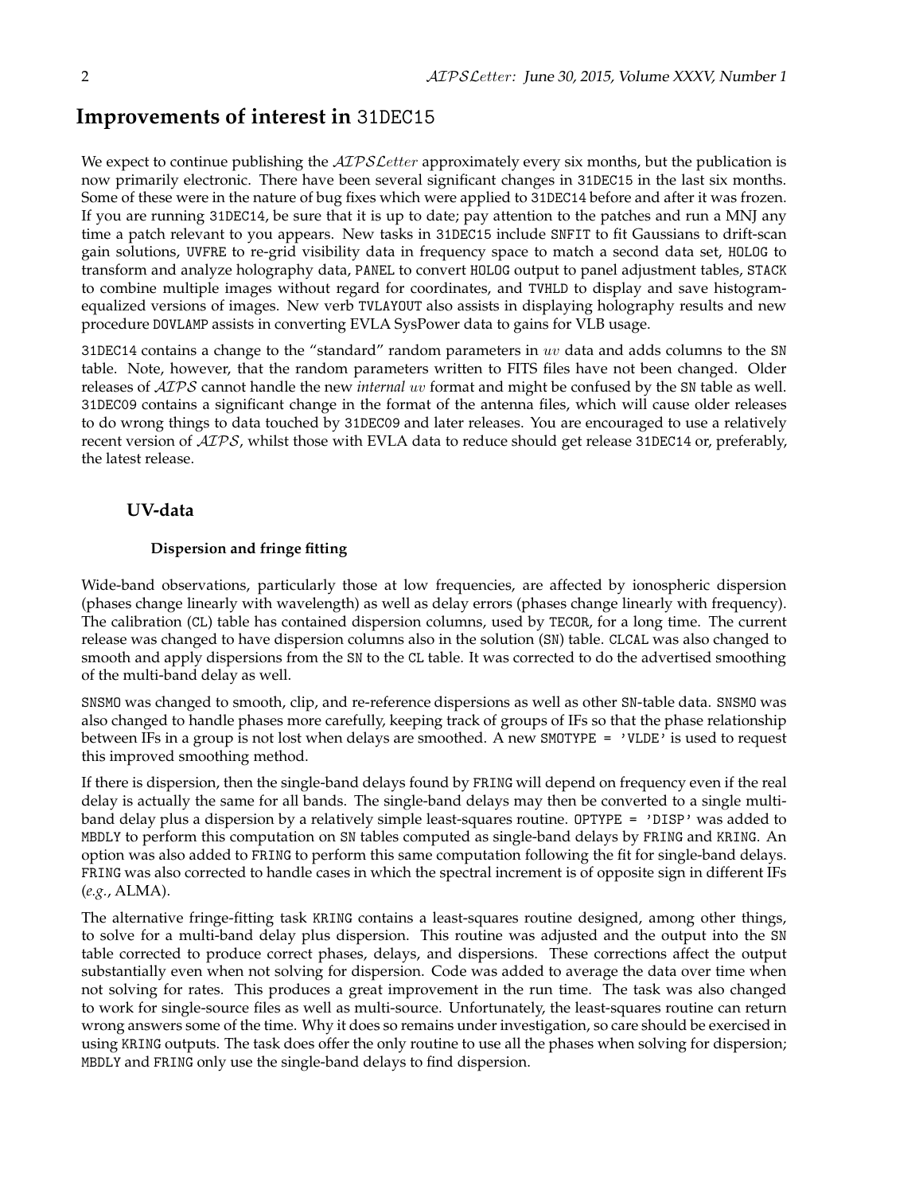## Improvements of interest in 31DEC15

We expect to continue publishing the *AIPSLetter* approximately every six months, but the publication is now primarily electronic. There have been several significant changes in 31DEC15 in the last six months. Some of these were in the nature of bug fixes which were applied to 31DEC14 before and after it was frozen. If you are running 31DEC14, be sure that it is up to date; pay attention to the patches and run a MNJ any time a patch relevant to you appears. New tasks in 31DEC15 include SNFIT to fit Gaussians to drift-scan gain solutions, UVFRE to re-grid visibility data in frequency space to match a second data set, HOLOG to transform and analyze holography data, PANEL to convert HOLOG output to panel adjustment tables, STACK to combine multiple images without regard for coordinates, and TVHLD to display and save histogram-equalized versions of images. New verb TVLAYOUT also assists in displaying holography results and new procedure DOVLAMP assists in converting EVLA SysPower data to gains for VLB usage.

31DEC14 contains a change to the "standard" random parameters in $uv$ data and adds columns to the SN table. Note, however, that the random parameters written to FITS files have not been changed. Older releases of *AIPS* cannot handle the new *internal* $uv$ format and might be confused by the SN table as well. 31DEC09 contains a significant change in the format of the antenna files, which will cause older releases to do wrong things to data touched by 31DEC09 and later releases. You are encouraged to use a relatively recent version of *AIPS*, whilst those with EVLA data to reduce should get release 31DEC14 or, preferably, the latest release.

### UV-data

#### Dispersion and fringe fitting

Wide-band observations, particularly those at low frequencies, are affected by ionospheric dispersion (phases change linearly with wavelength) as well as delay errors (phases change linearly with frequency). The calibration (CL) table has contained dispersion columns, used by TECOR, for a long time. The current release was changed to have dispersion columns also in the solution (SN) table. CLCAL was also changed to smooth and apply dispersions from the SN to the CL table. It was corrected to do the advertised smoothing of the multi-band delay as well.

SNSMO was changed to smooth, clip, and re-reference dispersions as well as other SN-table data. SNSMO was also changed to handle phases more carefully, keeping track of groups of IFs so that the phase relationship between IFs in a group is not lost when delays are smoothed. A new SMOTYPE = 'VLDE' is used to request this improved smoothing method.

If there is dispersion, then the single-band delays found by FRING will depend on frequency even if the real delay is actually the same for all bands. The single-band delays may then be converted to a single multi-band delay plus a dispersion by a relatively simple least-squares routine. OPTYPE = 'DISP' was added to MBDLY to perform this computation on SN tables computed as single-band delays by FRING and KRING. An option was also added to FRING to perform this same computation following the fit for single-band delays. FRING was also corrected to handle cases in which the spectral increment is of opposite sign in different IFs (*e.g.*, ALMA).

The alternative fringe-fitting task KRING contains a least-squares routine designed, among other things, to solve for a multi-band delay plus dispersion. This routine was adjusted and the output into the SN table corrected to produce correct phases, delays, and dispersions. These corrections affect the output substantially even when not solving for dispersion. Code was added to average the data over time when not solving for rates. This produces a great improvement in the run time. The task was also changed to work for single-source files as well as multi-source. Unfortunately, the least-squares routine can return wrong answers some of the time. Why it does so remains under investigation, so care should be exercised in using KRING outputs. The task does offer the only routine to use all the phases when solving for dispersion; MBDLY and FRING only use the single-band delays to find dispersion.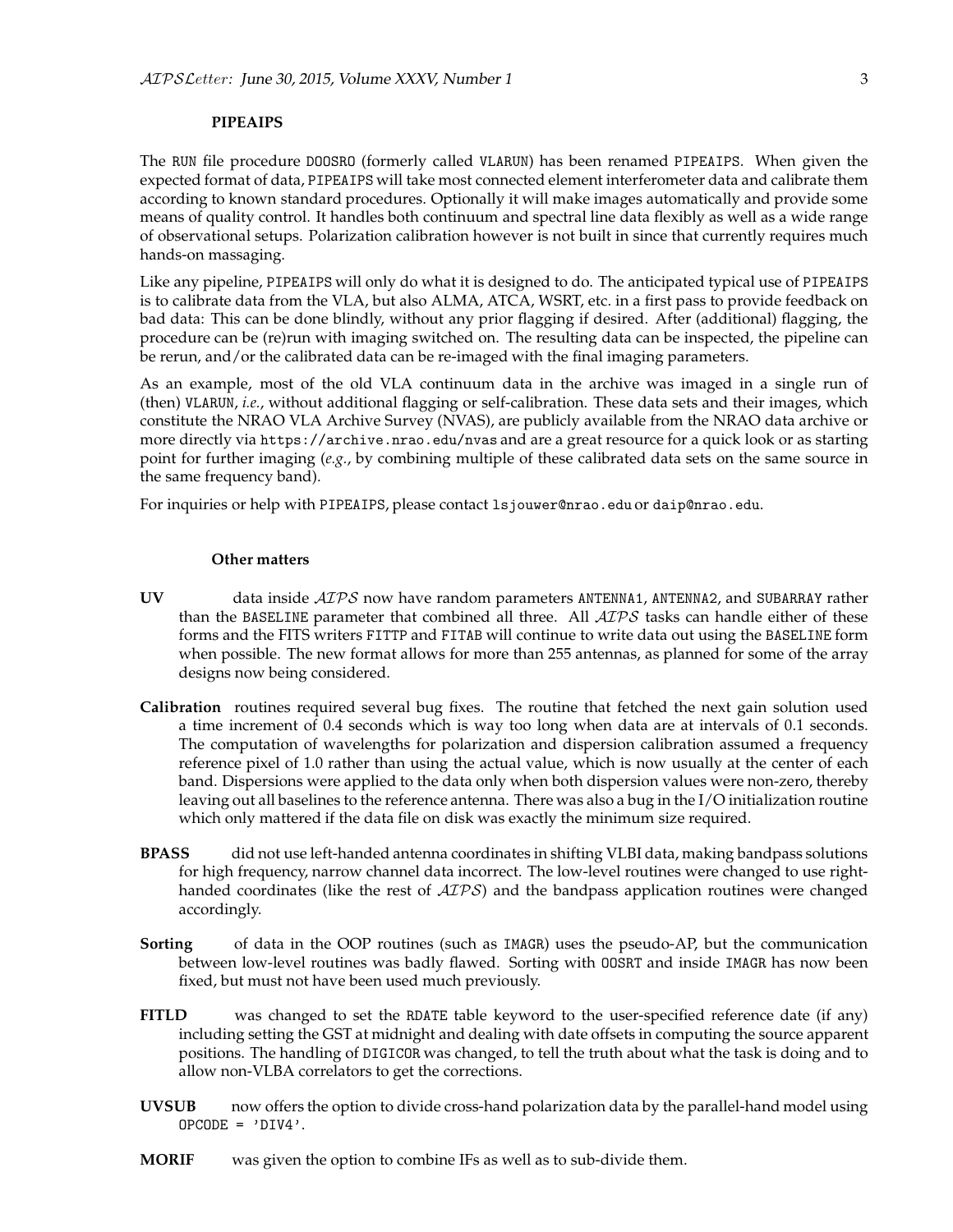## PIPEAIPS

The RUN file procedure DOOSRO (formerly called VLARUN) has been renamed PIPEAIPS. When given the expected format of data, PIPEAIPS will take most connected element interferometer data and calibrate them according to known standard procedures. Optionally it will make images automatically and provide some means of quality control. It handles both continuum and spectral line data flexibly as well as a wide range of observational setups. Polarization calibration however is not built in since that currently requires much hands-on massaging.

Like any pipeline, PIPEAIPS will only do what it is designed to do. The anticipated typical use of PIPEAIPS is to calibrate data from the VLA, but also ALMA, ATCA, WSRT, etc. in a first pass to provide feedback on bad data: This can be done blindly, without any prior flagging if desired. After (additional) flagging, the procedure can be (re)run with imaging switched on. The resulting data can be inspected, the pipeline can be rerun, and/or the calibrated data can be re-imaged with the final imaging parameters.

As an example, most of the old VLA continuum data in the archive was imaged in a single run of (then) VLARUN, *i.e.*, without additional flagging or self-calibration. These data sets and their images, which constitute the NRAO VLA Archive Survey (NVAS), are publicly available from the NRAO data archive or more directly via https://archive.nrao.edu/nvas and are a great resource for a quick look or as starting point for further imaging (*e.g.*, by combining multiple of these calibrated data sets on the same source in the same frequency band).

For inquiries or help with PIPEAIPS, please contact lsjouwer@nrao.edu or daip@nrao.edu.

## Other matters

**UV** data inside *AIPS* now have random parameters ANTENNA1, ANTENNA2, and SUBARRAY rather than the BASELINE parameter that combined all three. All *AIPS* tasks can handle either of these forms and the FITS writers FITTP and FITAB will continue to write data out using the BASELINE form when possible. The new format allows for more than 255 antennas, as planned for some of the array designs now being considered.

**Calibration** routines required several bug fixes. The routine that fetched the next gain solution used a time increment of 0.4 seconds which is way too long when data are at intervals of 0.1 seconds. The computation of wavelengths for polarization and dispersion calibration assumed a frequency reference pixel of 1.0 rather than using the actual value, which is now usually at the center of each band. Dispersions were applied to the data only when both dispersion values were non-zero, thereby leaving out all baselines to the reference antenna. There was also a bug in the I/O initialization routine which only mattered if the data file on disk was exactly the minimum size required.

**BPASS** did not use left-handed antenna coordinates in shifting VLBI data, making bandpass solutions for high frequency, narrow channel data incorrect. The low-level routines were changed to use right-handed coordinates (like the rest of *AIPS*) and the bandpass application routines were changed accordingly.

**Sorting** of data in the OOP routines (such as IMAGR) uses the pseudo-AP, but the communication between low-level routines was badly flawed. Sorting with OOSRT and inside IMAGR has now been fixed, but must not have been used much previously.

**FITLD** was changed to set the RDATE table keyword to the user-specified reference date (if any) including setting the GST at midnight and dealing with date offsets in computing the source apparent positions. The handling of DIGICOR was changed, to tell the truth about what the task is doing and to allow non-VLBA correlators to get the corrections.

**UVSUB** now offers the option to divide cross-hand polarization data by the parallel-hand model using OPCODE = 'DIV4'.

**MORIF** was given the option to combine IFs as well as to sub-divide them.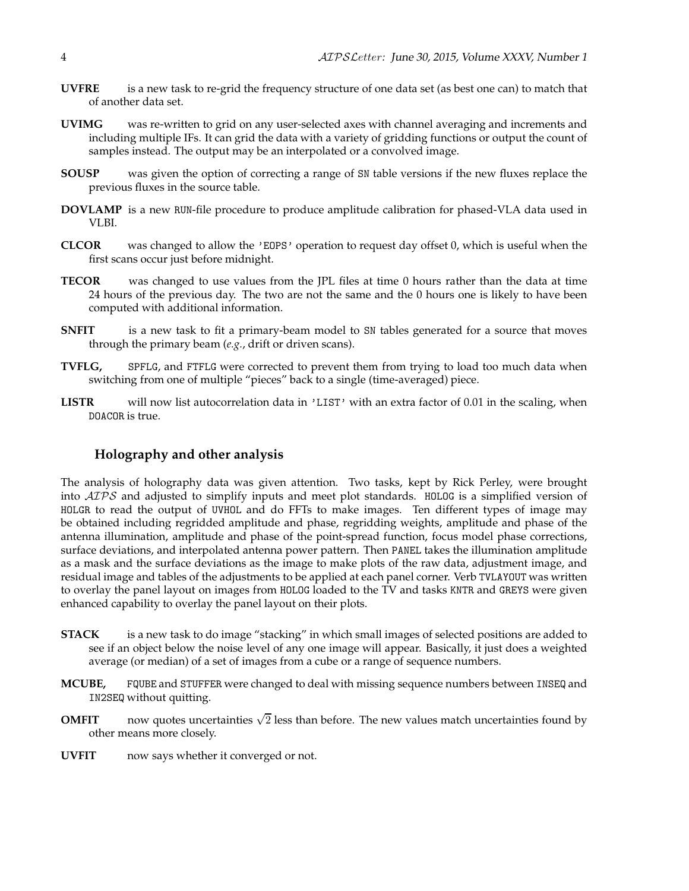**UVFRE** is a new task to re-grid the frequency structure of one data set (as best one can) to match that of another data set.

**UVIMG** was re-written to grid on any user-selected axes with channel averaging and increments and including multiple IFs. It can grid the data with a variety of gridding functions or output the count of samples instead. The output may be an interpolated or a convolved image.

**SOUSP** was given the option of correcting a range of SN table versions if the new fluxes replace the previous fluxes in the source table.

**DOVLAMP** is a new RUN-file procedure to produce amplitude calibration for phased-VLA data used in VLBI.

**CLCOR** was changed to allow the 'EOPS' operation to request day offset 0, which is useful when the first scans occur just before midnight.

**TECOR** was changed to use values from the JPL files at time 0 hours rather than the data at time 24 hours of the previous day. The two are not the same and the 0 hours one is likely to have been computed with additional information.

**SNFIT** is a new task to fit a primary-beam model to SN tables generated for a source that moves through the primary beam (*e.g.*, drift or driven scans).

**TVFLG,** SPFLG, and FTFLG were corrected to prevent them from trying to load too much data when switching from one of multiple "pieces" back to a single (time-averaged) piece.

**LISTR** will now list autocorrelation data in 'LIST' with an extra factor of 0.01 in the scaling, when DOACOR is true.

## Holography and other analysis

The analysis of holography data was given attention. Two tasks, kept by Rick Perley, were brought into *AIPS* and adjusted to simplify inputs and meet plot standards. HOLOG is a simplified version of HOLGR to read the output of UVHOL and do FFTs to make images. Ten different types of image may be obtained including regridded amplitude and phase, regridding weights, amplitude and phase of the antenna illumination, amplitude and phase of the point-spread function, focus model phase corrections, surface deviations, and interpolated antenna power pattern. Then PANEL takes the illumination amplitude as a mask and the surface deviations as the image to make plots of the raw data, adjustment image, and residual image and tables of the adjustments to be applied at each panel corner. Verb TVLAYOUT was written to overlay the panel layout on images from HOLOG loaded to the TV and tasks KNTR and GREYS were given enhanced capability to overlay the panel layout on their plots.

**STACK** is a new task to do image "stacking" in which small images of selected positions are added to see if an object below the noise level of any one image will appear. Basically, it just does a weighted average (or median) of a set of images from a cube or a range of sequence numbers.

**MCUBE,** FQUBE and STUFFER were changed to deal with missing sequence numbers between INSEQ and IN2SEQ without quitting.

**OMFIT** now quotes uncertainties $\sqrt{2}$ less than before. The new values match uncertainties found by other means more closely.

**UVFIT** now says whether it converged or not.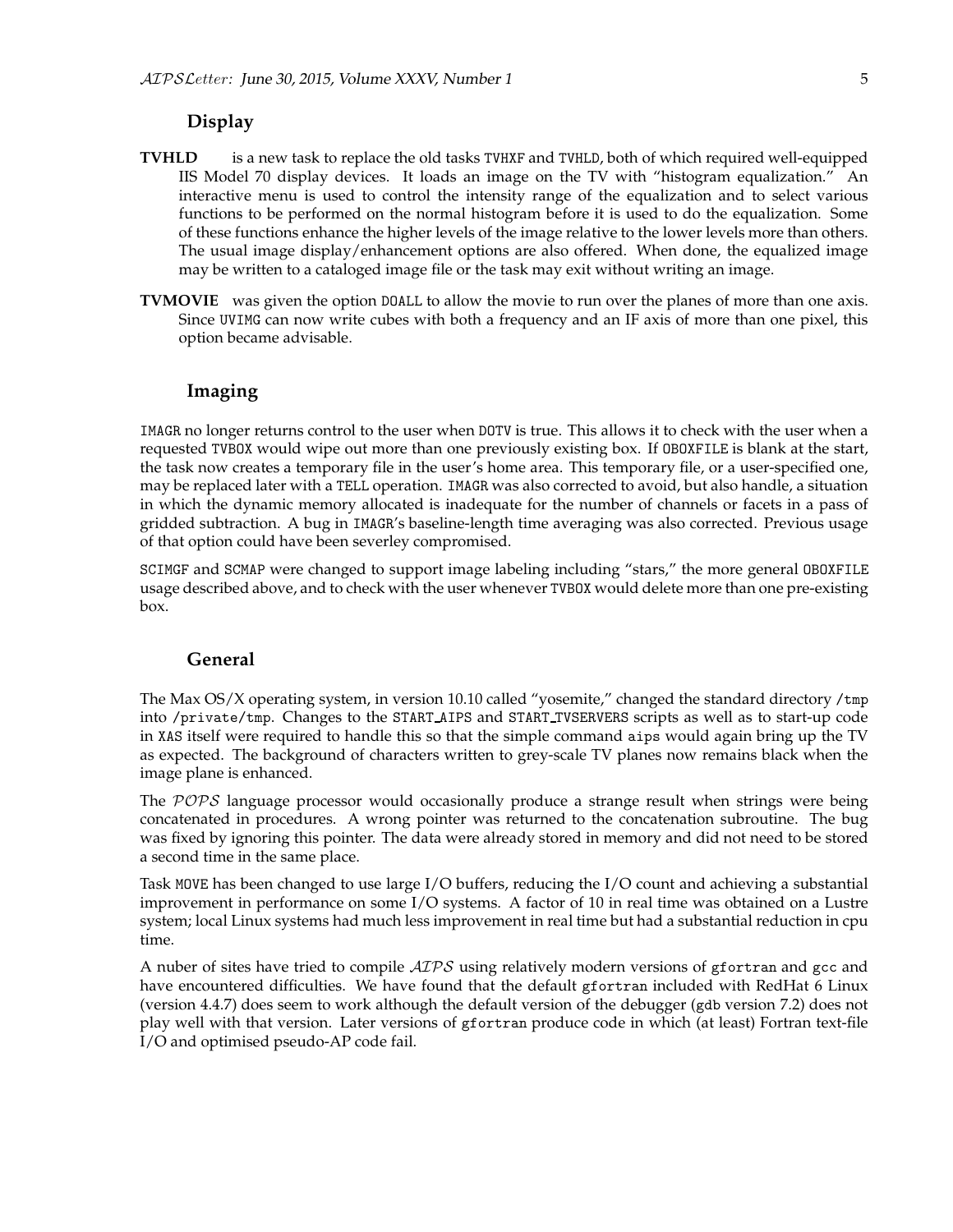## Display

**TVHLD** is a new task to replace the old tasks TVHXF and TVHLD, both of which required well-equipped IIS Model 70 display devices. It loads an image on the TV with "histogram equalization." An interactive menu is used to control the intensity range of the equalization and to select various functions to be performed on the normal histogram before it is used to do the equalization. Some of these functions enhance the higher levels of the image relative to the lower levels more than others. The usual image display/enhancement options are also offered. When done, the equalized image may be written to a cataloged image file or the task may exit without writing an image.

**TVMOVIE** was given the option DOALL to allow the movie to run over the planes of more than one axis. Since UVIMG can now write cubes with both a frequency and an IF axis of more than one pixel, this option became advisable.

## Imaging

IMAGR no longer returns control to the user when DOTV is true. This allows it to check with the user when a requested TVBOX would wipe out more than one previously existing box. If OBOXFILE is blank at the start, the task now creates a temporary file in the user's home area. This temporary file, or a user-specified one, may be replaced later with a TELL operation. IMAGR was also corrected to avoid, but also handle, a situation in which the dynamic memory allocated is inadequate for the number of channels or facets in a pass of gridded subtraction. A bug in IMAGR's baseline-length time averaging was also corrected. Previous usage of that option could have been severley compromised.

SCIMGF and SCMAP were changed to support image labeling including "stars," the more general OBOXFILE usage described above, and to check with the user whenever TVBOX would delete more than one pre-existing box.

## General

The Max OS/X operating system, in version 10.10 called "yosemite," changed the standard directory /tmp into /private/tmp. Changes to the START_AIPS and START_TVSERVERS scripts as well as to start-up code in XAS itself were required to handle this so that the simple command aips would again bring up the TV as expected. The background of characters written to grey-scale TV planes now remains black when the image plane is enhanced.

The *POPS* language processor would occasionally produce a strange result when strings were being concatenated in procedures. A wrong pointer was returned to the concatenation subroutine. The bug was fixed by ignoring this pointer. The data were already stored in memory and did not need to be stored a second time in the same place.

Task MOVE has been changed to use large I/O buffers, reducing the I/O count and achieving a substantial improvement in performance on some I/O systems. A factor of 10 in real time was obtained on a Lustre system; local Linux systems had much less improvement in real time but had a substantial reduction in cpu time.

A nuber of sites have tried to compile *AIPS* using relatively modern versions of gfortran and gcc and have encountered difficulties. We have found that the default gfortran included with RedHat 6 Linux (version 4.4.7) does seem to work although the default version of the debugger (gdb version 7.2) does not play well with that version. Later versions of gfortran produce code in which (at least) Fortran text-file I/O and optimised pseudo-AP code fail.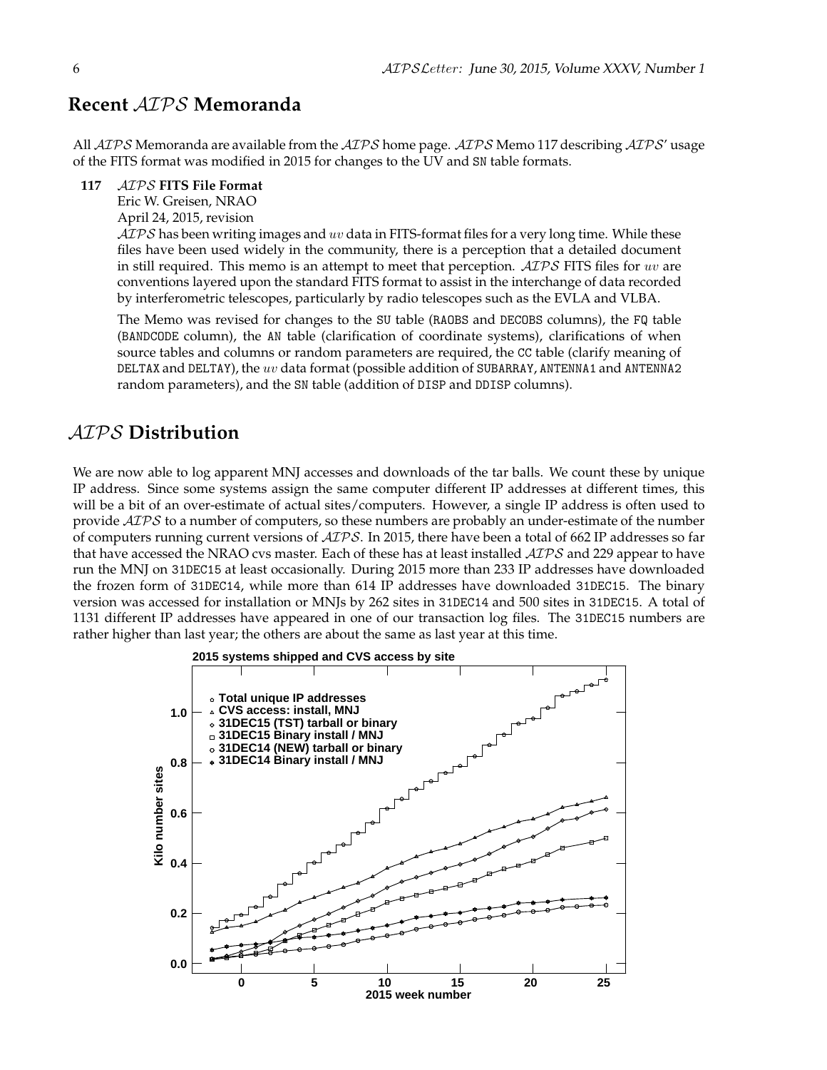## Recent *AIPS* Memoranda

All *AIPS* Memoranda are available from the *AIPS* home page. *AIPS* Memo 117 describing *AIPS*' usage of the FITS format was modified in 2015 for changes to the UV and SN table formats.

**117** *AIPS* **FITS File Format**
Eric W. Greisen, NRAO
April 24, 2015, revision

*AIPS* has been writing images and $uv$ data in FITS-format files for a very long time. While these files have been used widely in the community, there is a perception that a detailed document in still required. This memo is an attempt to meet that perception. *AIPS* FITS files for $uv$ are conventions layered upon the standard FITS format to assist in the interchange of data recorded by interferometric telescopes, particularly by radio telescopes such as the EVLA and VLBA.

The Memo was revised for changes to the SU table (RAOBS and DECOBS columns), the FQ table (BANDCODE column), the AN table (clarification of coordinate systems), clarifications of when source tables and columns or random parameters are required, the CC table (clarify meaning of DELTAX and DELTAY), the $uv$ data format (possible addition of SUBARRAY, ANTENNA1 and ANTENNA2 random parameters), and the SN table (addition of DISP and DDISP columns).

## *AIPS* Distribution

We are now able to log apparent MNJ accesses and downloads of the tar balls. We count these by unique IP address. Since some systems assign the same computer different IP addresses at different times, this will be a bit of an over-estimate of actual sites/computers. However, a single IP address is often used to provide *AIPS* to a number of computers, so these numbers are probably an under-estimate of the number of computers running current versions of *AIPS*. In 2015, there have been a total of 662 IP addresses so far that have accessed the NRAO cvs master. Each of these has at least installed *AIPS* and 229 appear to have run the MNJ on 31DEC15 at least occasionally. During 2015 more than 233 IP addresses have downloaded the frozen form of 31DEC14, while more than 614 IP addresses have downloaded 31DEC15. The binary version was accessed for installation or MNJs by 262 sites in 31DEC14 and 500 sites in 31DEC15. A total of 1131 different IP addresses have appeared in one of our transaction log files. The 31DEC15 numbers are rather higher than last year; the others are about the same as last year at this time.

**2015 systems shipped and CVS access by site**

(Plot: Kilo number sites vs. 2015 week number. Legend: Total unique IP addresses; CVS access: install, MNJ; 31DEC15 (TST) tarball or binary; 31DEC15 Binary install / MNJ; 31DEC14 (NEW) tarball or binary; 31DEC14 Binary install / MNJ)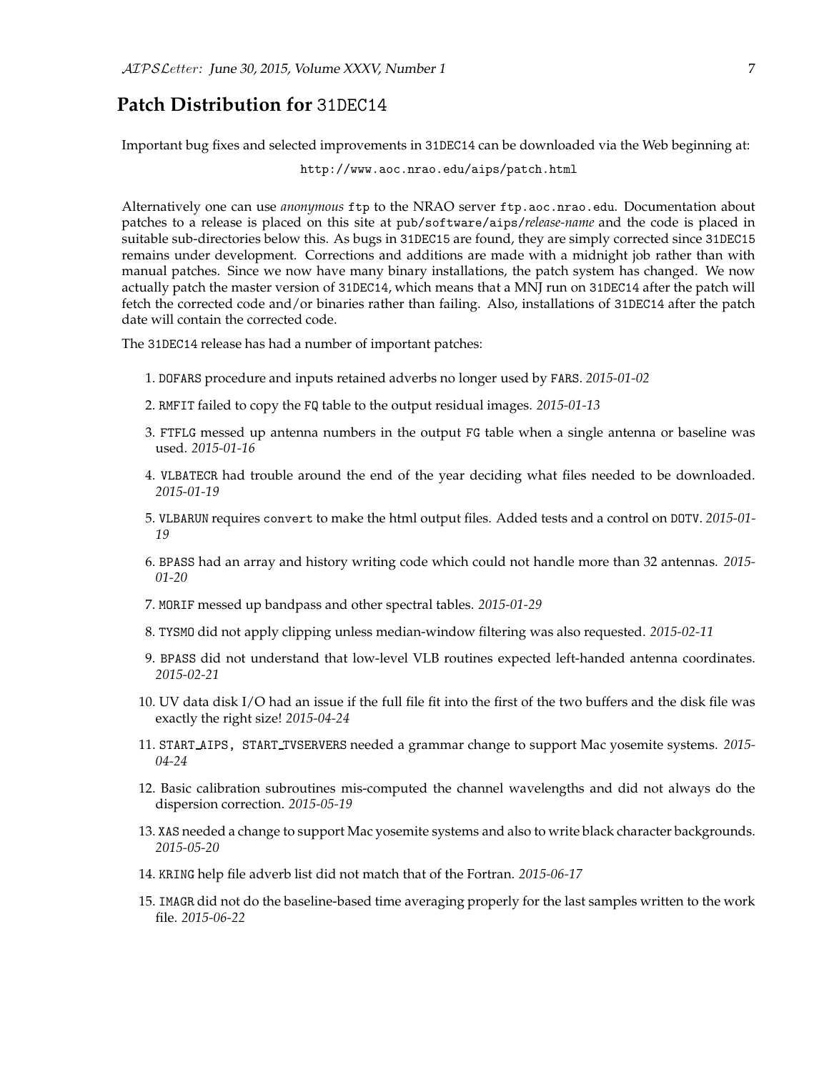## Patch Distribution for 31DEC14

Important bug fixes and selected improvements in 31DEC14 can be downloaded via the Web beginning at:

http://www.aoc.nrao.edu/aips/patch.html

Alternatively one can use *anonymous* ftp to the NRAO server ftp.aoc.nrao.edu. Documentation about patches to a release is placed on this site at pub/software/aips/*release-name* and the code is placed in suitable sub-directories below this. As bugs in 31DEC15 are found, they are simply corrected since 31DEC15 remains under development. Corrections and additions are made with a midnight job rather than with manual patches. Since we now have many binary installations, the patch system has changed. We now actually patch the master version of 31DEC14, which means that a MNJ run on 31DEC14 after the patch will fetch the corrected code and/or binaries rather than failing. Also, installations of 31DEC14 after the patch date will contain the corrected code.

The 31DEC14 release has had a number of important patches:

1. DOFARS procedure and inputs retained adverbs no longer used by FARS. *2015-01-02*
2. RMFIT failed to copy the FQ table to the output residual images. *2015-01-13*
3. FTFLG messed up antenna numbers in the output FG table when a single antenna or baseline was used. *2015-01-16*
4. VLBATECR had trouble around the end of the year deciding what files needed to be downloaded. *2015-01-19*
5. VLBARUN requires convert to make the html output files. Added tests and a control on DOTV. *2015-01-19*
6. BPASS had an array and history writing code which could not handle more than 32 antennas. *2015-01-20*
7. MORIF messed up bandpass and other spectral tables. *2015-01-29*
8. TYSMO did not apply clipping unless median-window filtering was also requested. *2015-02-11*
9. BPASS did not understand that low-level VLB routines expected left-handed antenna coordinates. *2015-02-21*
10. UV data disk I/O had an issue if the full file fit into the first of the two buffers and the disk file was exactly the right size! *2015-04-24*
11. START_AIPS, START_TVSERVERS needed a grammar change to support Mac yosemite systems. *2015-04-24*
12. Basic calibration subroutines mis-computed the channel wavelengths and did not always do the dispersion correction. *2015-05-19*
13. XAS needed a change to support Mac yosemite systems and also to write black character backgrounds. *2015-05-20*
14. KRING help file adverb list did not match that of the Fortran. *2015-06-17*
15. IMAGR did not do the baseline-based time averaging properly for the last samples written to the work file. *2015-06-22*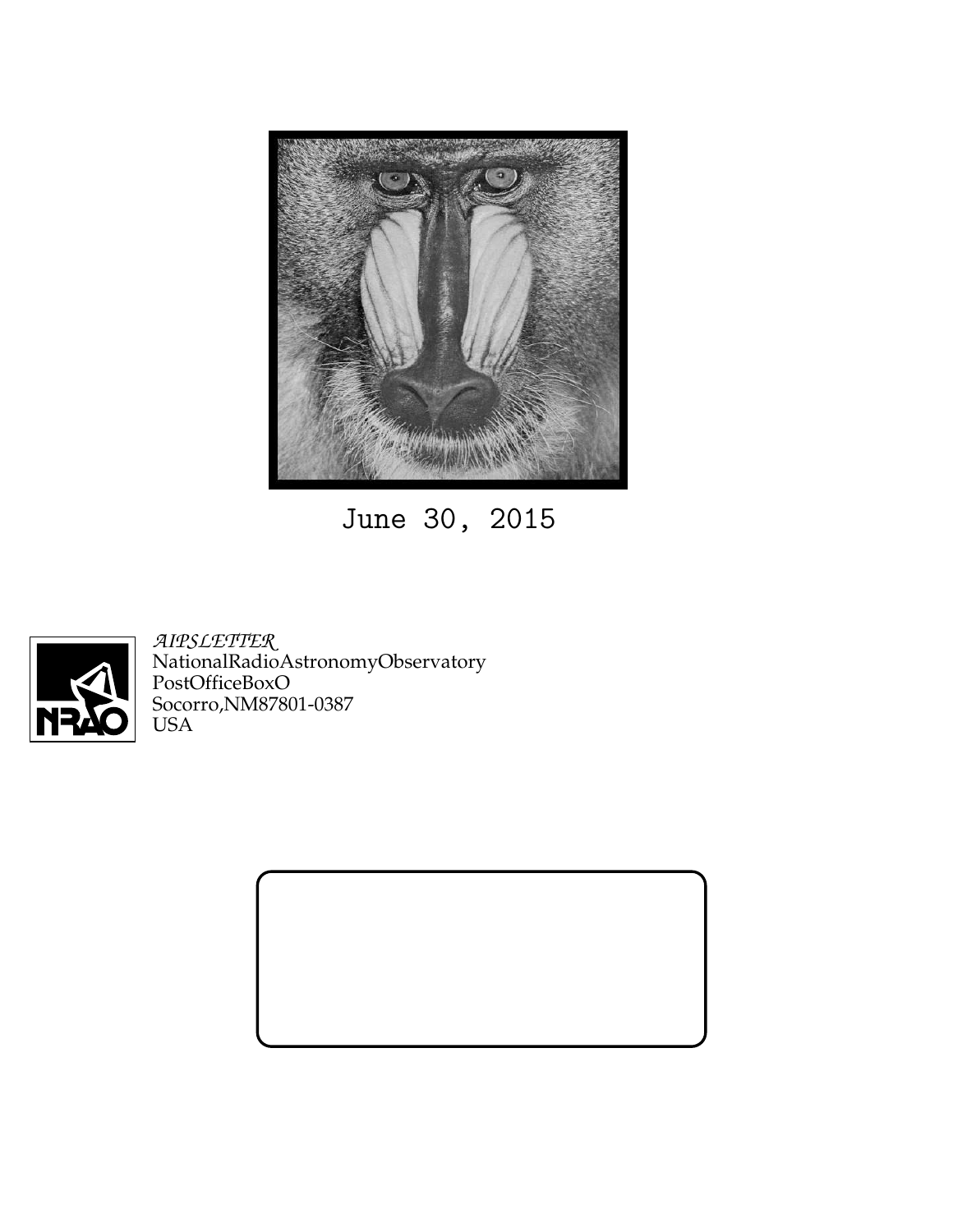June 30, 2015

*AIPSLETTER*
NationalRadioAstronomyObservatory
PostOfficeBoxO
Socorro,NM87801-0387
USA